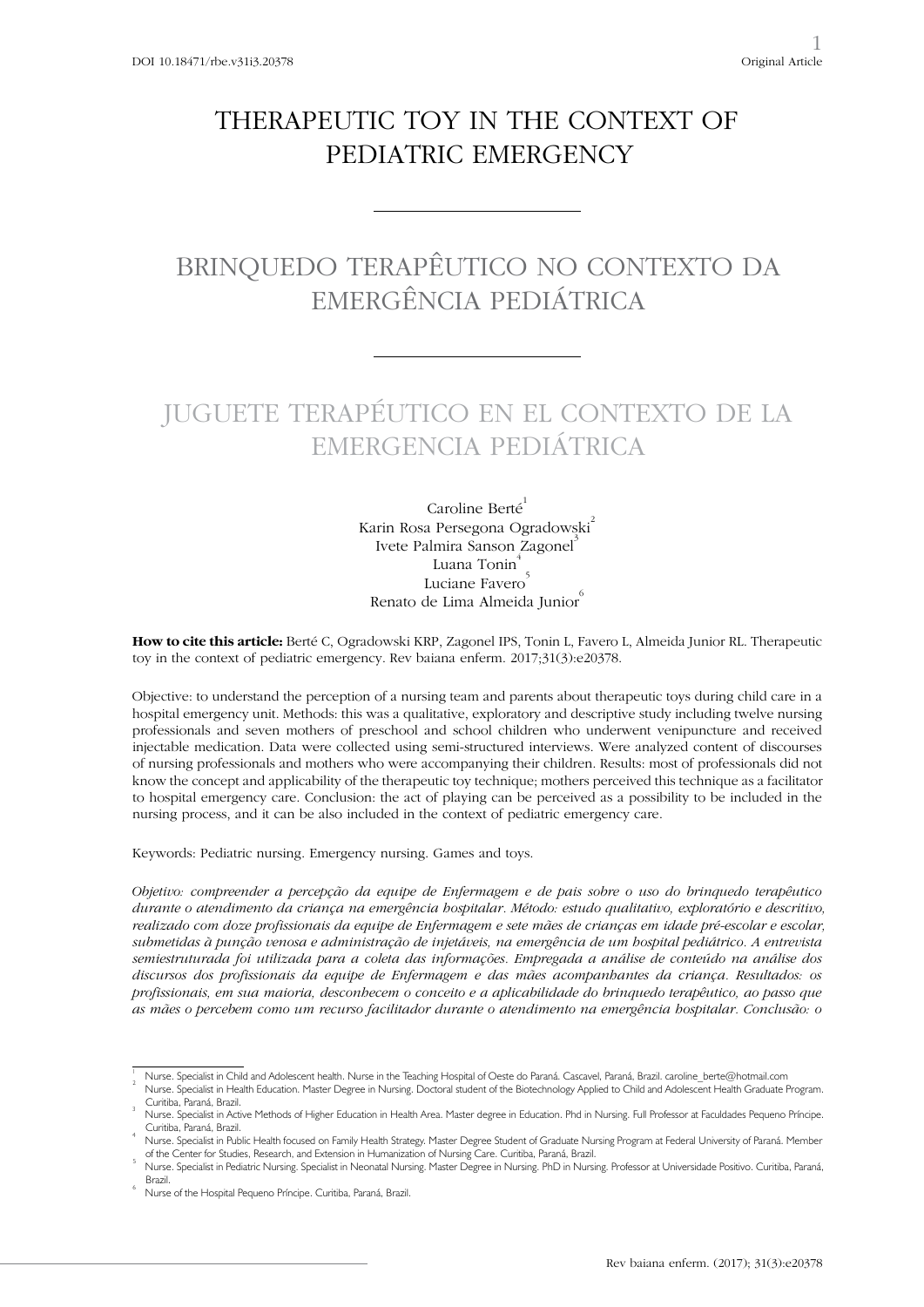DOI 10.18471/rbe.v31i3.20378

Original Article

# THERAPEUTIC TOY IN THE CONTEXT OF PEDIATRIC EMERGENCY

# BRINQUEDO TERAPÊUTICO NO CONTEXTO DA EMERGÊNCIA PEDIÁTRICA

# JUGUETE TERAPÉUTICO EN EL CONTEXTO DE LA EMERGENCIA PEDIÁTRICA

Caroline Berté[1]
Karin Rosa Persegona Ogradowski[2]
Ivete Palmira Sanson Zagonel[3]
Luana Tonin[4]
Luciane Favero[5]
Renato de Lima Almeida Junior[6]

**How to cite this article:** Berté C, Ogradowski KRP, Zagonel IPS, Tonin L, Favero L, Almeida Junior RL. Therapeutic toy in the context of pediatric emergency. Rev baiana enferm. 2017;31(3):e20378.

Objective: to understand the perception of a nursing team and parents about therapeutic toys during child care in a hospital emergency unit. Methods: this was a qualitative, exploratory and descriptive study including twelve nursing professionals and seven mothers of preschool and school children who underwent venipuncture and received injectable medication. Data were collected using semi-structured interviews. Were analyzed content of discourses of nursing professionals and mothers who were accompanying their children. Results: most of professionals did not know the concept and applicability of the therapeutic toy technique; mothers perceived this technique as a facilitator to hospital emergency care. Conclusion: the act of playing can be perceived as a possibility to be included in the nursing process, and it can be also included in the context of pediatric emergency care.

Keywords: Pediatric nursing. Emergency nursing. Games and toys.

*Objetivo: compreender a percepção da equipe de Enfermagem e de pais sobre o uso do brinquedo terapêutico durante o atendimento da criança na emergência hospitalar. Método: estudo qualitativo, exploratório e descritivo, realizado com doze profissionais da equipe de Enfermagem e sete mães de crianças em idade pré-escolar e escolar, submetidas à punção venosa e administração de injetáveis, na emergência de um hospital pediátrico. A entrevista semiestruturada foi utilizada para a coleta das informações. Empregada a análise de conteúdo na análise dos discursos dos profissionais da equipe de Enfermagem e das mães acompanhantes da criança. Resultados: os profissionais, em sua maioria, desconhecem o conceito e a aplicabilidade do brinquedo terapêutico, ao passo que as mães o percebem como um recurso facilitador durante o atendimento na emergência hospitalar. Conclusão: o*

---

[1] Nurse. Specialist in Child and Adolescent health. Nurse in the Teaching Hospital of Oeste do Paraná. Cascavel, Paraná, Brazil. caroline_berte@hotmail.com

[2] Nurse. Specialist in Health Education. Master Degree in Nursing. Doctoral student of the Biotechnology Applied to Child and Adolescent Health Graduate Program. Curitiba, Paraná, Brazil.

[3] Nurse. Specialist in Active Methods of Higher Education in Health Area. Master degree in Education. Phd in Nursing. Full Professor at Faculdades Pequeno Príncipe. Curitiba, Paraná, Brazil.

[4] Nurse. Specialist in Public Health focused on Family Health Strategy. Master Degree Student of Graduate Nursing Program at Federal University of Paraná. Member of the Center for Studies, Research, and Extension in Humanization of Nursing Care. Curitiba, Paraná, Brazil.

[5] Nurse. Specialist in Pediatric Nursing. Specialist in Neonatal Nursing. Master Degree in Nursing. PhD in Nursing. Professor at Universidade Positivo. Curitiba, Paraná, Brazil.

[6] Nurse of the Hospital Pequeno Príncipe. Curitiba, Paraná, Brazil.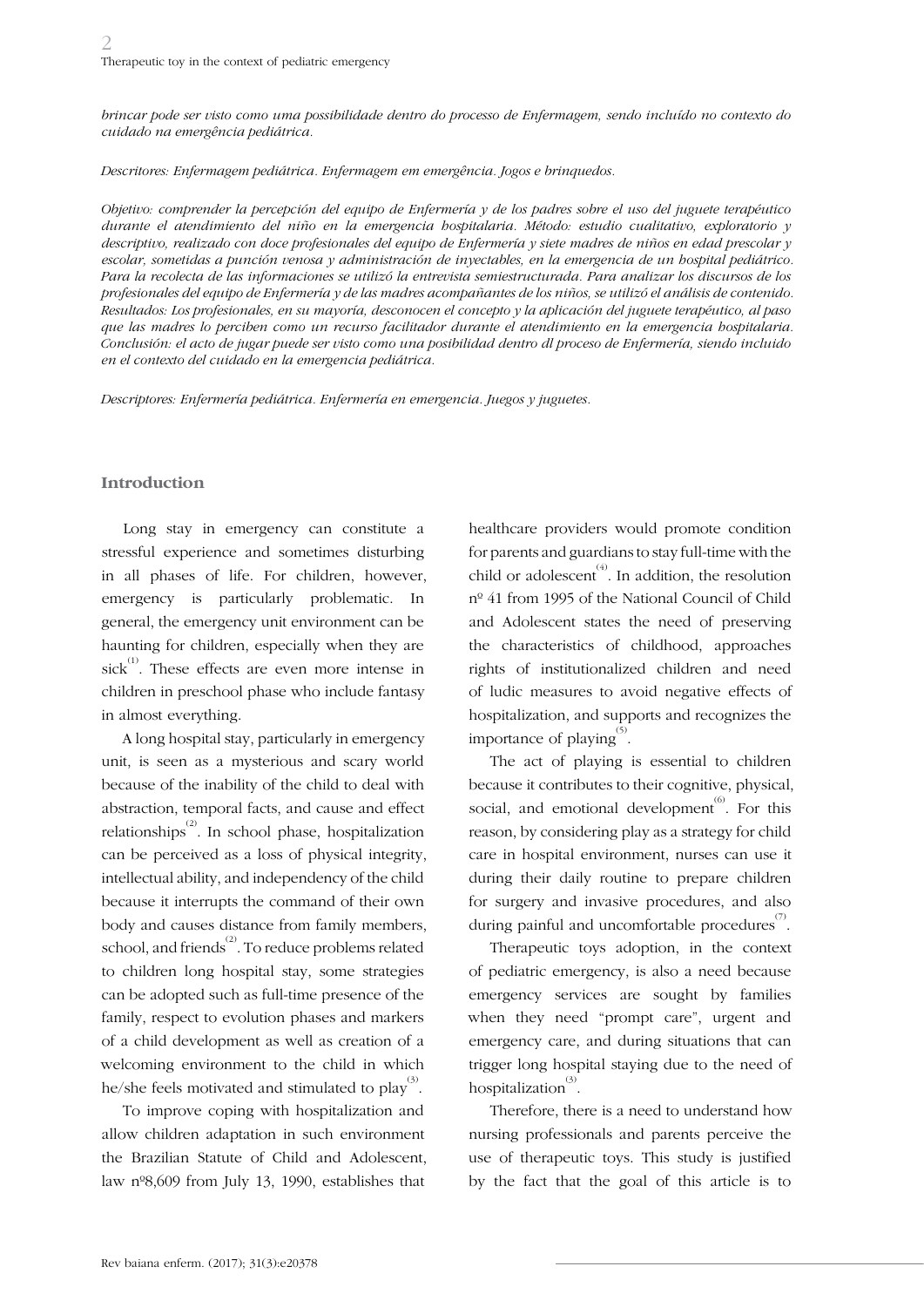*brincar pode ser visto como uma possibilidade dentro do processo de Enfermagem, sendo incluído no contexto do cuidado na emergência pediátrica.*

*Descritores: Enfermagem pediátrica. Enfermagem em emergência. Jogos e brinquedos.*

*Objetivo: comprender la percepción del equipo de Enfermería y de los padres sobre el uso del juguete terapéutico durante el atendimiento del niño en la emergencia hospitalaria. Método: estudio cualitativo, exploratorio y descriptivo, realizado con doce profesionales del equipo de Enfermería y siete madres de niños en edad prescolar y escolar, sometidas a punción venosa y administración de inyectables, en la emergencia de un hospital pediátrico. Para la recolecta de las informaciones se utilizó la entrevista semiestructurada. Para analizar los discursos de los profesionales del equipo de Enfermería y de las madres acompañantes de los niños, se utilizó el análisis de contenido. Resultados: Los profesionales, en su mayoría, desconocen el concepto y la aplicación del juguete terapéutico, al paso que las madres lo perciben como un recurso facilitador durante el atendimiento en la emergencia hospitalaria. Conclusión: el acto de jugar puede ser visto como una posibilidad dentro dl proceso de Enfermería, siendo incluido en el contexto del cuidado en la emergencia pediátrica.*

*Descriptores: Enfermería pediátrica. Enfermería en emergencia. Juegos y juguetes.*

## Introduction

Long stay in emergency can constitute a stressful experience and sometimes disturbing in all phases of life. For children, however, emergency is particularly problematic. In general, the emergency unit environment can be haunting for children, especially when they are sick[1]. These effects are even more intense in children in preschool phase who include fantasy in almost everything.

A long hospital stay, particularly in emergency unit, is seen as a mysterious and scary world because of the inability of the child to deal with abstraction, temporal facts, and cause and effect relationships[2]. In school phase, hospitalization can be perceived as a loss of physical integrity, intellectual ability, and independency of the child because it interrupts the command of their own body and causes distance from family members, school, and friends[2]. To reduce problems related to children long hospital stay, some strategies can be adopted such as full-time presence of the family, respect to evolution phases and markers of a child development as well as creation of a welcoming environment to the child in which he/she feels motivated and stimulated to play[3].

To improve coping with hospitalization and allow children adaptation in such environment the Brazilian Statute of Child and Adolescent, law nº8,609 from July 13, 1990, establishes that healthcare providers would promote condition for parents and guardians to stay full-time with the child or adolescent[4]. In addition, the resolution nº 41 from 1995 of the National Council of Child and Adolescent states the need of preserving the characteristics of childhood, approaches rights of institutionalized children and need of ludic measures to avoid negative effects of hospitalization, and supports and recognizes the importance of playing[5].

The act of playing is essential to children because it contributes to their cognitive, physical, social, and emotional development[6]. For this reason, by considering play as a strategy for child care in hospital environment, nurses can use it during their daily routine to prepare children for surgery and invasive procedures, and also during painful and uncomfortable procedures[7].

Therapeutic toys adoption, in the context of pediatric emergency, is also a need because emergency services are sought by families when they need "prompt care", urgent and emergency care, and during situations that can trigger long hospital staying due to the need of hospitalization[3].

Therefore, there is a need to understand how nursing professionals and parents perceive the use of therapeutic toys. This study is justified by the fact that the goal of this article is to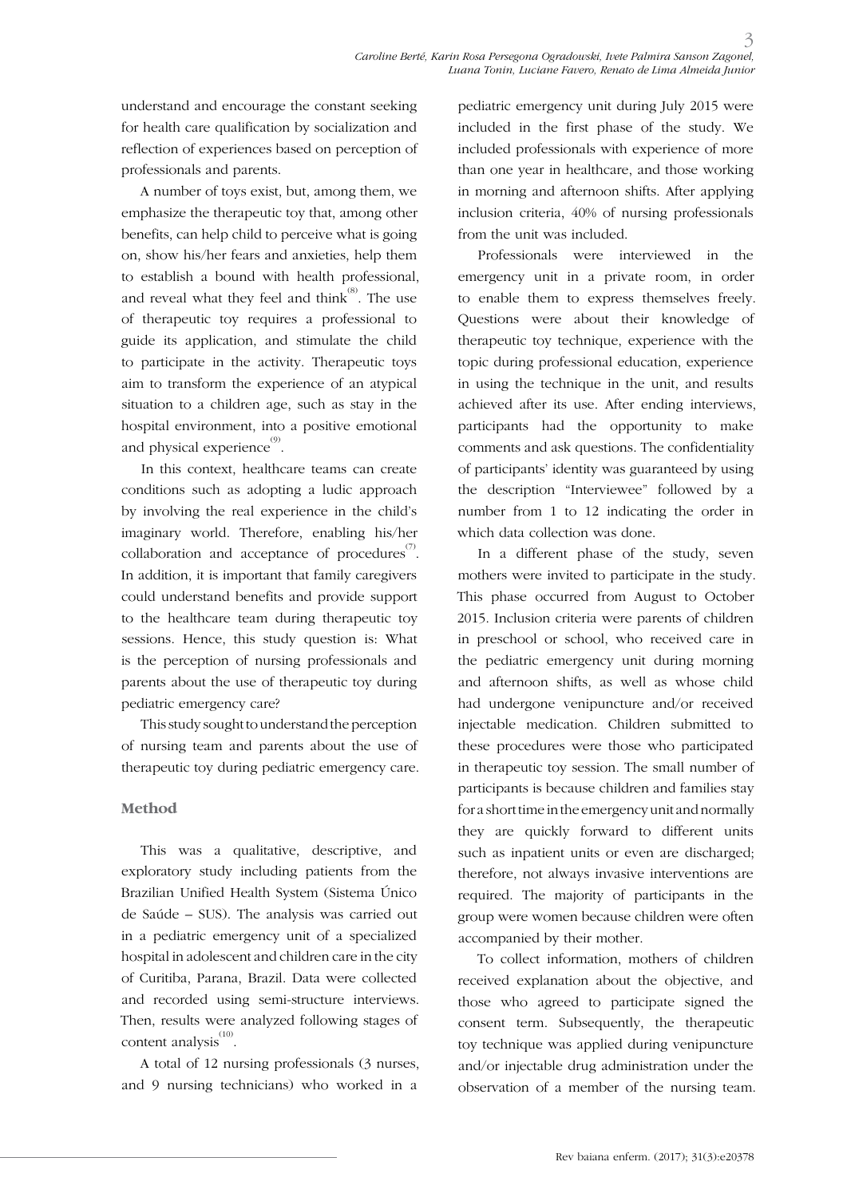understand and encourage the constant seeking for health care qualification by socialization and reflection of experiences based on perception of professionals and parents.

A number of toys exist, but, among them, we emphasize the therapeutic toy that, among other benefits, can help child to perceive what is going on, show his/her fears and anxieties, help them to establish a bound with health professional, and reveal what they feel and think[8]. The use of therapeutic toy requires a professional to guide its application, and stimulate the child to participate in the activity. Therapeutic toys aim to transform the experience of an atypical situation to a children age, such as stay in the hospital environment, into a positive emotional and physical experience[9].

In this context, healthcare teams can create conditions such as adopting a ludic approach by involving the real experience in the child's imaginary world. Therefore, enabling his/her collaboration and acceptance of procedures[7]. In addition, it is important that family caregivers could understand benefits and provide support to the healthcare team during therapeutic toy sessions. Hence, this study question is: What is the perception of nursing professionals and parents about the use of therapeutic toy during pediatric emergency care?

This study sought to understand the perception of nursing team and parents about the use of therapeutic toy during pediatric emergency care.

## Method

This was a qualitative, descriptive, and exploratory study including patients from the Brazilian Unified Health System (Sistema Único de Saúde – SUS). The analysis was carried out in a pediatric emergency unit of a specialized hospital in adolescent and children care in the city of Curitiba, Parana, Brazil. Data were collected and recorded using semi-structure interviews. Then, results were analyzed following stages of content analysis[10].

A total of 12 nursing professionals (3 nurses, and 9 nursing technicians) who worked in a pediatric emergency unit during July 2015 were included in the first phase of the study. We included professionals with experience of more than one year in healthcare, and those working in morning and afternoon shifts. After applying inclusion criteria, 40% of nursing professionals from the unit was included.

Professionals were interviewed in the emergency unit in a private room, in order to enable them to express themselves freely. Questions were about their knowledge of therapeutic toy technique, experience with the topic during professional education, experience in using the technique in the unit, and results achieved after its use. After ending interviews, participants had the opportunity to make comments and ask questions. The confidentiality of participants' identity was guaranteed by using the description "Interviewee" followed by a number from 1 to 12 indicating the order in which data collection was done.

In a different phase of the study, seven mothers were invited to participate in the study. This phase occurred from August to October 2015. Inclusion criteria were parents of children in preschool or school, who received care in the pediatric emergency unit during morning and afternoon shifts, as well as whose child had undergone venipuncture and/or received injectable medication. Children submitted to these procedures were those who participated in therapeutic toy session. The small number of participants is because children and families stay for a short time in the emergency unit and normally they are quickly forward to different units such as inpatient units or even are discharged; therefore, not always invasive interventions are required. The majority of participants in the group were women because children were often accompanied by their mother.

To collect information, mothers of children received explanation about the objective, and those who agreed to participate signed the consent term. Subsequently, the therapeutic toy technique was applied during venipuncture and/or injectable drug administration under the observation of a member of the nursing team.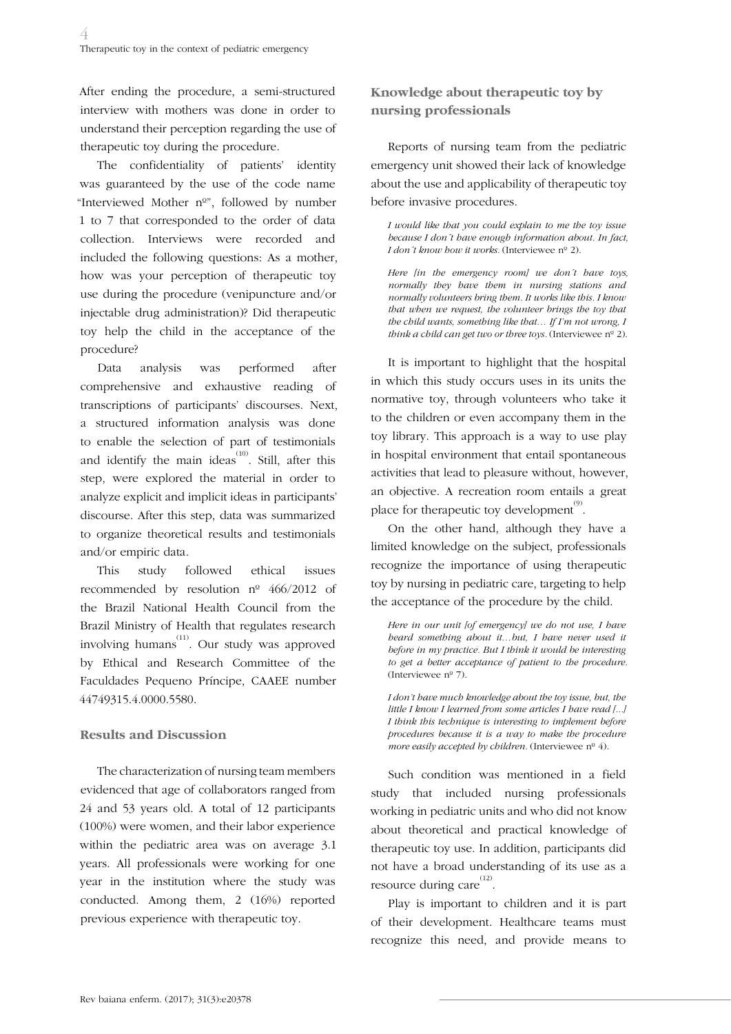After ending the procedure, a semi-structured interview with mothers was done in order to understand their perception regarding the use of therapeutic toy during the procedure.

The confidentiality of patients' identity was guaranteed by the use of the code name "Interviewed Mother nº", followed by number 1 to 7 that corresponded to the order of data collection. Interviews were recorded and included the following questions: As a mother, how was your perception of therapeutic toy use during the procedure (venipuncture and/or injectable drug administration)? Did therapeutic toy help the child in the acceptance of the procedure?

Data analysis was performed after comprehensive and exhaustive reading of transcriptions of participants' discourses. Next, a structured information analysis was done to enable the selection of part of testimonials and identify the main ideas[10]. Still, after this step, were explored the material in order to analyze explicit and implicit ideas in participants' discourse. After this step, data was summarized to organize theoretical results and testimonials and/or empiric data.

This study followed ethical issues recommended by resolution nº 466/2012 of the Brazil National Health Council from the Brazil Ministry of Health that regulates research involving humans[11]. Our study was approved by Ethical and Research Committee of the Faculdades Pequeno Príncipe, CAAEE number 44749315.4.0000.5580.

## Results and Discussion

The characterization of nursing team members evidenced that age of collaborators ranged from 24 and 53 years old. A total of 12 participants (100%) were women, and their labor experience within the pediatric area was on average 3.1 years. All professionals were working for one year in the institution where the study was conducted. Among them, 2 (16%) reported previous experience with therapeutic toy.

### Knowledge about therapeutic toy by nursing professionals

Reports of nursing team from the pediatric emergency unit showed their lack of knowledge about the use and applicability of therapeutic toy before invasive procedures.

> *I would like that you could explain to me the toy issue because I don´t have enough information about. In fact, I don´t know how it works.* (Interviewee nº 2).

> *Here [in the emergency room] we don´t have toys, normally they have them in nursing stations and normally volunteers bring them. It works like this. I know that when we request, the volunteer brings the toy that the child wants, something like that… If I'm not wrong, I think a child can get two or three toys.* (Interviewee nº 2).

It is important to highlight that the hospital in which this study occurs uses in its units the normative toy, through volunteers who take it to the children or even accompany them in the toy library. This approach is a way to use play in hospital environment that entail spontaneous activities that lead to pleasure without, however, an objective. A recreation room entails a great place for therapeutic toy development[9].

On the other hand, although they have a limited knowledge on the subject, professionals recognize the importance of using therapeutic toy by nursing in pediatric care, targeting to help the acceptance of the procedure by the child.

> *Here in our unit [of emergency] we do not use, I have heard something about it…but, I have never used it before in my practice. But I think it would be interesting to get a better acceptance of patient to the procedure.* (Interviewee nº 7).

> *I don't have much knowledge about the toy issue, but, the little I know I learned from some articles I have read [...] I think this technique is interesting to implement before procedures because it is a way to make the procedure more easily accepted by children.* (Interviewee nº 4).

Such condition was mentioned in a field study that included nursing professionals working in pediatric units and who did not know about theoretical and practical knowledge of therapeutic toy use. In addition, participants did not have a broad understanding of its use as a resource during care[12].

Play is important to children and it is part of their development. Healthcare teams must recognize this need, and provide means to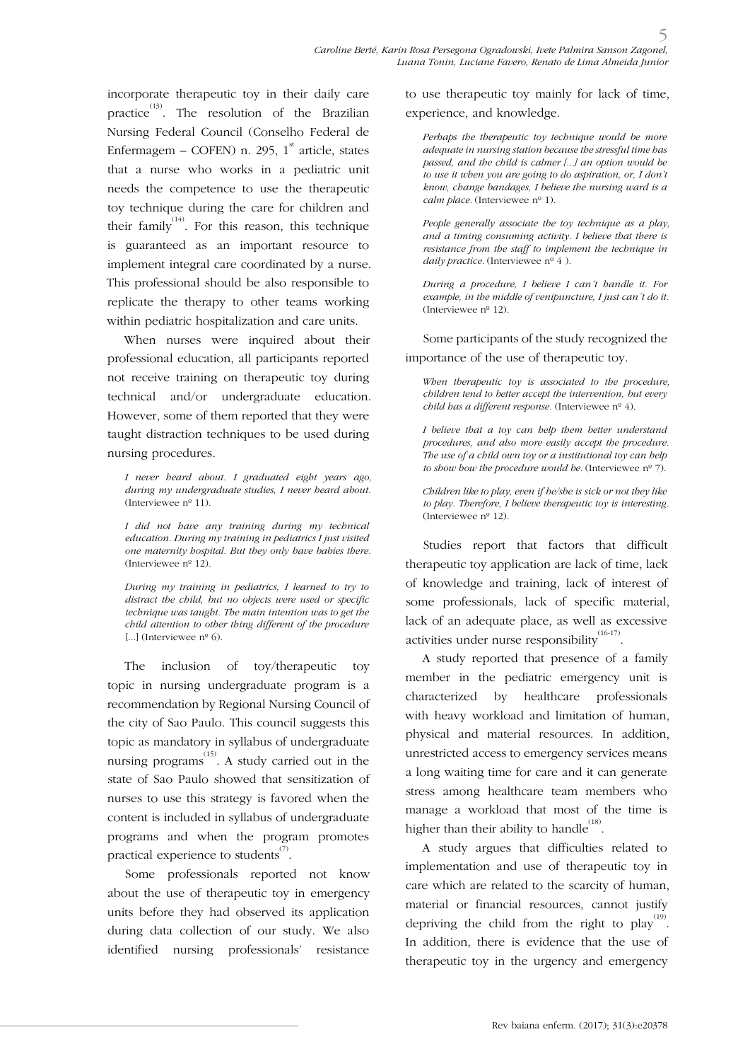incorporate therapeutic toy in their daily care practice[13]. The resolution of the Brazilian Nursing Federal Council (Conselho Federal de Enfermagem – COFEN) n. 295, 1st article, states that a nurse who works in a pediatric unit needs the competence to use the therapeutic toy technique during the care for children and their family[14]. For this reason, this technique is guaranteed as an important resource to implement integral care coordinated by a nurse. This professional should be also responsible to replicate the therapy to other teams working within pediatric hospitalization and care units.

When nurses were inquired about their professional education, all participants reported not receive training on therapeutic toy during technical and/or undergraduate education. However, some of them reported that they were taught distraction techniques to be used during nursing procedures.

> *I never heard about. I graduated eight years ago, during my undergraduate studies, I never heard about.* (Interviewee nº 11).

> *I did not have any training during my technical education. During my training in pediatrics I just visited one maternity hospital. But they only have babies there.* (Interviewee nº 12).

> *During my training in pediatrics, I learned to try to distract the child, but no objects were used or specific technique was taught. The main intention was to get the child attention to other thing different of the procedure [...]* (Interviewee nº 6).

The inclusion of toy/therapeutic toy topic in nursing undergraduate program is a recommendation by Regional Nursing Council of the city of Sao Paulo. This council suggests this topic as mandatory in syllabus of undergraduate nursing programs[15]. A study carried out in the state of Sao Paulo showed that sensitization of nurses to use this strategy is favored when the content is included in syllabus of undergraduate programs and when the program promotes practical experience to students[7].

Some professionals reported not know about the use of therapeutic toy in emergency units before they had observed its application during data collection of our study. We also identified nursing professionals' resistance to use therapeutic toy mainly for lack of time, experience, and knowledge.

> *Perhaps the therapeutic toy technique would be more adequate in nursing station because the stressful time has passed, and the child is calmer [...] an option would be to use it when you are going to do aspiration, or, I don't know, change bandages, I believe the nursing ward is a calm place.* (Interviewee nº 1).

> *People generally associate the toy technique as a play, and a timing consuming activity. I believe that there is resistance from the staff to implement the technique in daily practice.* (Interviewee nº 4 ).

> *During a procedure, I believe I can't handle it. For example, in the middle of venipuncture, I just can't do it.* (Interviewee nº 12).

Some participants of the study recognized the importance of the use of therapeutic toy.

> *When therapeutic toy is associated to the procedure, children tend to better accept the intervention, but every child has a different response.* (Interviewee nº 4).

> *I believe that a toy can help them better understand procedures, and also more easily accept the procedure. The use of a child own toy or a institutional toy can help to show how the procedure would be.* (Interviewee nº 7).

> *Children like to play, even if he/she is sick or not they like to play. Therefore, I believe therapeutic toy is interesting.* (Interviewee nº 12).

Studies report that factors that difficult therapeutic toy application are lack of time, lack of knowledge and training, lack of interest of some professionals, lack of specific material, lack of an adequate place, as well as excessive activities under nurse responsibility[16-17].

A study reported that presence of a family member in the pediatric emergency unit is characterized by healthcare professionals with heavy workload and limitation of human, physical and material resources. In addition, unrestricted access to emergency services means a long waiting time for care and it can generate stress among healthcare team members who manage a workload that most of the time is higher than their ability to handle[18].

A study argues that difficulties related to implementation and use of therapeutic toy in care which are related to the scarcity of human, material or financial resources, cannot justify depriving the child from the right to play[19]. In addition, there is evidence that the use of therapeutic toy in the urgency and emergency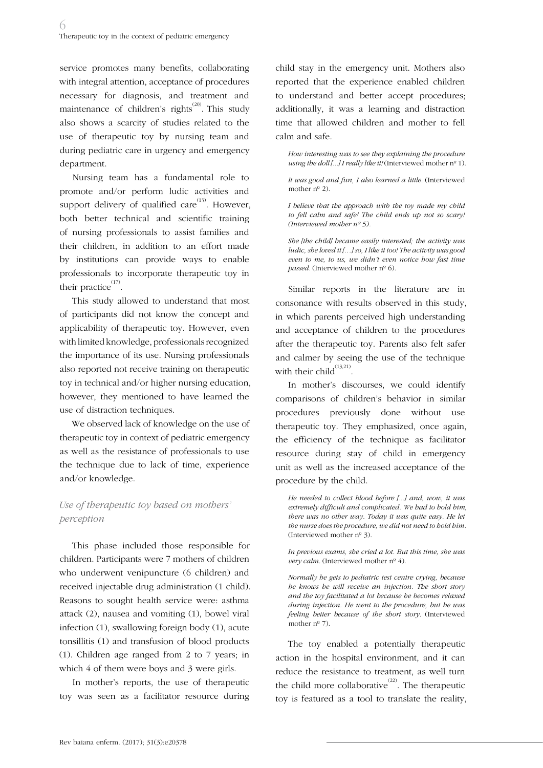service promotes many benefits, collaborating with integral attention, acceptance of procedures necessary for diagnosis, and treatment and maintenance of children's rights[20]. This study also shows a scarcity of studies related to the use of therapeutic toy by nursing team and during pediatric care in urgency and emergency department.

Nursing team has a fundamental role to promote and/or perform ludic activities and support delivery of qualified care[13]. However, both better technical and scientific training of nursing professionals to assist families and their children, in addition to an effort made by institutions can provide ways to enable professionals to incorporate therapeutic toy in their practice[17].

This study allowed to understand that most of participants did not know the concept and applicability of therapeutic toy. However, even with limited knowledge, professionals recognized the importance of its use. Nursing professionals also reported not receive training on therapeutic toy in technical and/or higher nursing education, however, they mentioned to have learned the use of distraction techniques.

We observed lack of knowledge on the use of therapeutic toy in context of pediatric emergency as well as the resistance of professionals to use the technique due to lack of time, experience and/or knowledge.

### *Use of therapeutic toy based on mothers' perception*

This phase included those responsible for children. Participants were 7 mothers of children who underwent venipuncture (6 children) and received injectable drug administration (1 child). Reasons to sought health service were: asthma attack (2), nausea and vomiting (1), bowel viral infection (1), swallowing foreign body (1), acute tonsillitis (1) and transfusion of blood products (1). Children age ranged from 2 to 7 years; in which 4 of them were boys and 3 were girls.

In mother's reports, the use of therapeutic toy was seen as a facilitator resource during child stay in the emergency unit. Mothers also reported that the experience enabled children to understand and better accept procedures; additionally, it was a learning and distraction time that allowed children and mother to fell calm and safe.

> *How interesting was to see they explaining the procedure using the doll [...] I really like it!* (Interviewed mother nº 1).
>
> *It was good and fun, I also learned a little.* (Interviewed mother nº 2).
>
> *I believe that the approach with the toy made my child to fell calm and safe! The child ends up not so scary! (Interviewed mother nº 5).*
>
> *She [the child] became easily interested; the activity was ludic, she loved it […] so, I like it too! The activity was good even to me, to us, we didn't even notice how fast time passed.* (Interviewed mother nº 6).

Similar reports in the literature are in consonance with results observed in this study, in which parents perceived high understanding and acceptance of children to the procedures after the therapeutic toy. Parents also felt safer and calmer by seeing the use of the technique with their child[13,21].

In mother's discourses, we could identify comparisons of children's behavior in similar procedures previously done without use therapeutic toy. They emphasized, once again, the efficiency of the technique as facilitator resource during stay of child in emergency unit as well as the increased acceptance of the procedure by the child.

> *He needed to collect blood before [...] and, wow, it was extremely difficult and complicated. We had to hold him, there was no other way. Today it was quite easy. He let the nurse does the procedure, we did not need to hold him.* (Interviewed mother nº 3).
>
> *In previous exams, she cried a lot. But this time, she was very calm.* (Interviewed mother nº 4).
>
> *Normally he gets to pediatric test centre crying, because he knows he will receive an injection. The short story and the toy facilitated a lot because he becomes relaxed during injection. He went to the procedure, but he was feeling better because of the short story.* (Interviewed mother nº 7).

The toy enabled a potentially therapeutic action in the hospital environment, and it can reduce the resistance to treatment, as well turn the child more collaborative[22]. The therapeutic toy is featured as a tool to translate the reality,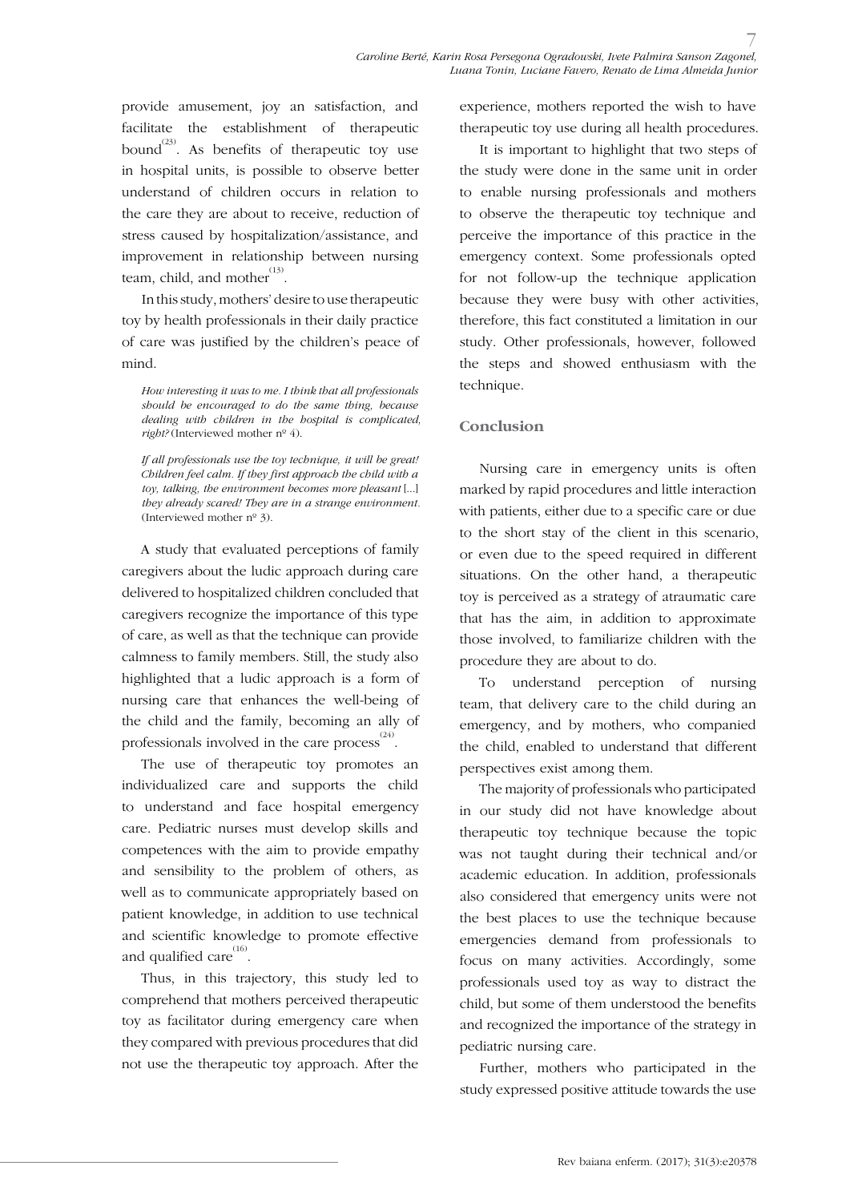provide amusement, joy an satisfaction, and facilitate the establishment of therapeutic bound[23]. As benefits of therapeutic toy use in hospital units, is possible to observe better understand of children occurs in relation to the care they are about to receive, reduction of stress caused by hospitalization/assistance, and improvement in relationship between nursing team, child, and mother[13].

In this study, mothers' desire to use therapeutic toy by health professionals in their daily practice of care was justified by the children's peace of mind.

> *How interesting it was to me. I think that all professionals should be encouraged to do the same thing, because dealing with children in the hospital is complicated, right?* (Interviewed mother nº 4).

> *If all professionals use the toy technique, it will be great! Children feel calm. If they first approach the child with a toy, talking, the environment becomes more pleasant* [...] *they already scared! They are in a strange environment.* (Interviewed mother nº 3).

A study that evaluated perceptions of family caregivers about the ludic approach during care delivered to hospitalized children concluded that caregivers recognize the importance of this type of care, as well as that the technique can provide calmness to family members. Still, the study also highlighted that a ludic approach is a form of nursing care that enhances the well-being of the child and the family, becoming an ally of professionals involved in the care process[24].

The use of therapeutic toy promotes an individualized care and supports the child to understand and face hospital emergency care. Pediatric nurses must develop skills and competences with the aim to provide empathy and sensibility to the problem of others, as well as to communicate appropriately based on patient knowledge, in addition to use technical and scientific knowledge to promote effective and qualified care[16].

Thus, in this trajectory, this study led to comprehend that mothers perceived therapeutic toy as facilitator during emergency care when they compared with previous procedures that did not use the therapeutic toy approach. After the experience, mothers reported the wish to have therapeutic toy use during all health procedures.

It is important to highlight that two steps of the study were done in the same unit in order to enable nursing professionals and mothers to observe the therapeutic toy technique and perceive the importance of this practice in the emergency context. Some professionals opted for not follow-up the technique application because they were busy with other activities, therefore, this fact constituted a limitation in our study. Other professionals, however, followed the steps and showed enthusiasm with the technique.

## Conclusion

Nursing care in emergency units is often marked by rapid procedures and little interaction with patients, either due to a specific care or due to the short stay of the client in this scenario, or even due to the speed required in different situations. On the other hand, a therapeutic toy is perceived as a strategy of atraumatic care that has the aim, in addition to approximate those involved, to familiarize children with the procedure they are about to do.

To understand perception of nursing team, that delivery care to the child during an emergency, and by mothers, who companied the child, enabled to understand that different perspectives exist among them.

The majority of professionals who participated in our study did not have knowledge about therapeutic toy technique because the topic was not taught during their technical and/or academic education. In addition, professionals also considered that emergency units were not the best places to use the technique because emergencies demand from professionals to focus on many activities. Accordingly, some professionals used toy as way to distract the child, but some of them understood the benefits and recognized the importance of the strategy in pediatric nursing care.

Further, mothers who participated in the study expressed positive attitude towards the use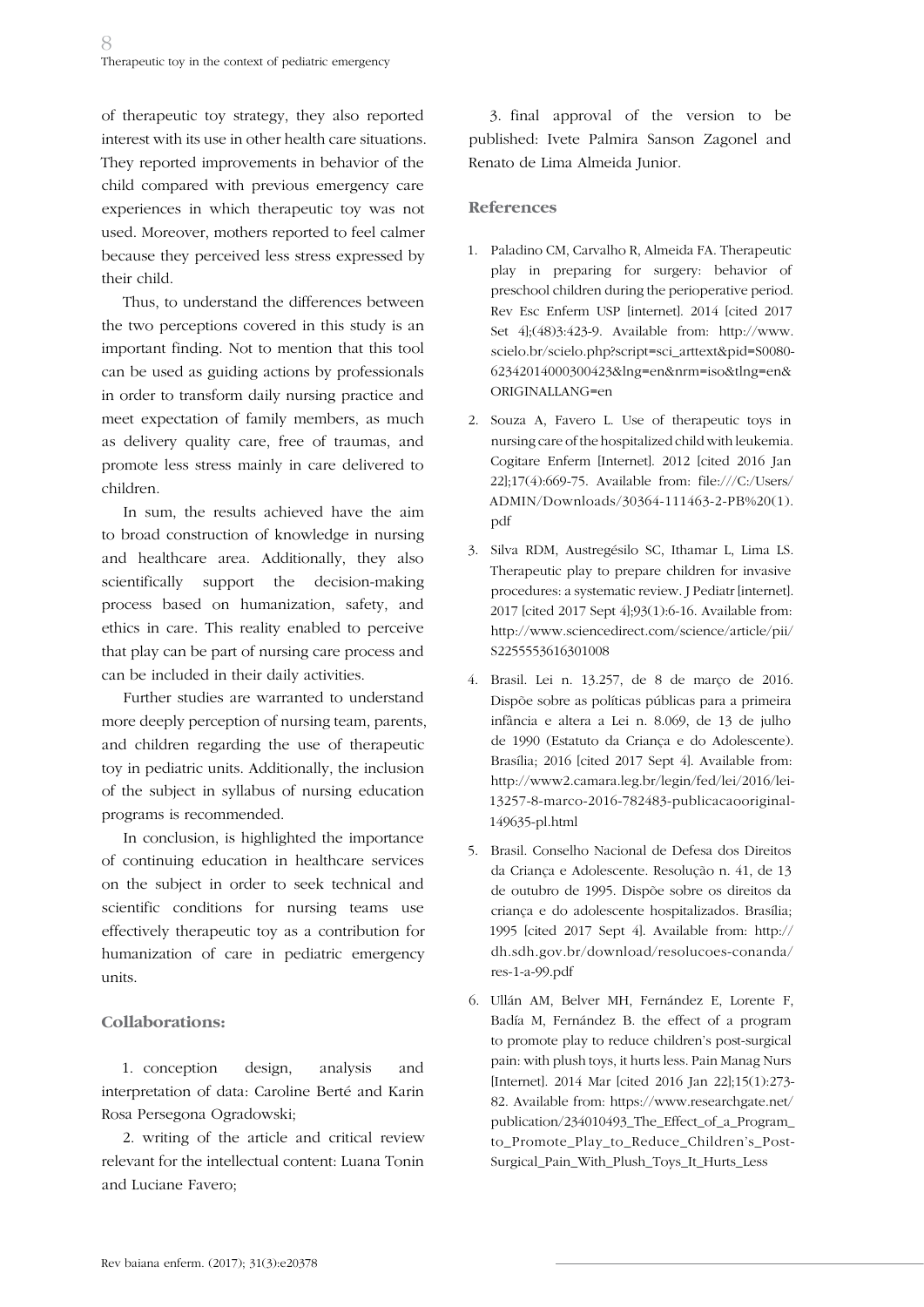of therapeutic toy strategy, they also reported interest with its use in other health care situations. They reported improvements in behavior of the child compared with previous emergency care experiences in which therapeutic toy was not used. Moreover, mothers reported to feel calmer because they perceived less stress expressed by their child.

Thus, to understand the differences between the two perceptions covered in this study is an important finding. Not to mention that this tool can be used as guiding actions by professionals in order to transform daily nursing practice and meet expectation of family members, as much as delivery quality care, free of traumas, and promote less stress mainly in care delivered to children.

In sum, the results achieved have the aim to broad construction of knowledge in nursing and healthcare area. Additionally, they also scientifically support the decision-making process based on humanization, safety, and ethics in care. This reality enabled to perceive that play can be part of nursing care process and can be included in their daily activities.

Further studies are warranted to understand more deeply perception of nursing team, parents, and children regarding the use of therapeutic toy in pediatric units. Additionally, the inclusion of the subject in syllabus of nursing education programs is recommended.

In conclusion, is highlighted the importance of continuing education in healthcare services on the subject in order to seek technical and scientific conditions for nursing teams use effectively therapeutic toy as a contribution for humanization of care in pediatric emergency units.

## Collaborations:

1. conception design, analysis and interpretation of data: Caroline Berté and Karin Rosa Persegona Ogradowski;

2. writing of the article and critical review relevant for the intellectual content: Luana Tonin and Luciane Favero;

3. final approval of the version to be published: Ivete Palmira Sanson Zagonel and Renato de Lima Almeida Junior.

## References

1. Paladino CM, Carvalho R, Almeida FA. Therapeutic play in preparing for surgery: behavior of preschool children during the perioperative period. Rev Esc Enferm USP [internet]. 2014 [cited 2017 Set 4];(48)3:423-9. Available from: http://www.scielo.br/scielo.php?script=sci_arttext&pid=S0080-62342014000300423&lng=en&nrm=iso&tlng=en&ORIGINALLANG=en

2. Souza A, Favero L. Use of therapeutic toys in nursing care of the hospitalized child with leukemia. Cogitare Enferm [Internet]. 2012 [cited 2016 Jan 22];17(4):669-75. Available from: file:///C:/Users/ADMIN/Downloads/30364-111463-2-PB%20(1).pdf

3. Silva RDM, Austregésilo SC, Ithamar L, Lima LS. Therapeutic play to prepare children for invasive procedures: a systematic review. J Pediatr [internet]. 2017 [cited 2017 Sept 4];93(1):6-16. Available from: http://www.sciencedirect.com/science/article/pii/S2255553616301008

4. Brasil. Lei n. 13.257, de 8 de março de 2016. Dispõe sobre as políticas públicas para a primeira infância e altera a Lei n. 8.069, de 13 de julho de 1990 (Estatuto da Criança e do Adolescente). Brasília; 2016 [cited 2017 Sept 4]. Available from: http://www2.camara.leg.br/legin/fed/lei/2016/lei-13257-8-marco-2016-782483-publicacaooriginal-149635-pl.html

5. Brasil. Conselho Nacional de Defesa dos Direitos da Criança e Adolescente. Resolução n. 41, de 13 de outubro de 1995. Dispõe sobre os direitos da criança e do adolescente hospitalizados. Brasília; 1995 [cited 2017 Sept 4]. Available from: http://dh.sdh.gov.br/download/resolucoes-conanda/res-1-a-99.pdf

6. Ullán AM, Belver MH, Fernández E, Lorente F, Badía M, Fernández B. the effect of a program to promote play to reduce children's post-surgical pain: with plush toys, it hurts less. Pain Manag Nurs [Internet]. 2014 Mar [cited 2016 Jan 22];15(1):273-82. Available from: https://www.researchgate.net/publication/234010493_The_Effect_of_a_Program_to_Promote_Play_to_Reduce_Children's_Post-Surgical_Pain_With_Plush_Toys_It_Hurts_Less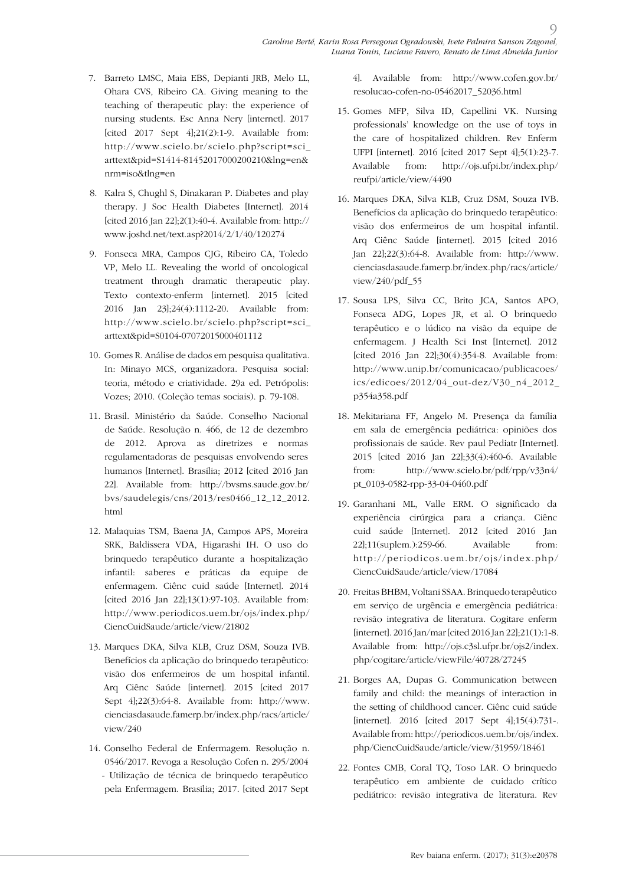7. Barreto LMSC, Maia EBS, Depianti JRB, Melo LL, Ohara CVS, Ribeiro CA. Giving meaning to the teaching of therapeutic play: the experience of nursing students. Esc Anna Nery [internet]. 2017 [cited 2017 Sept 4];21(2):1-9. Available from: http://www.scielo.br/scielo.php?script=sci_arttext&pid=S1414-81452017000200210&lng=en&nrm=iso&tlng=en

8. Kalra S, Chughl S, Dinakaran P. Diabetes and play therapy. J Soc Health Diabetes [Internet]. 2014 [cited 2016 Jan 22];2(1):40-4. Available from: http://www.joshd.net/text.asp?2014/2/1/40/120274

9. Fonseca MRA, Campos CJG, Ribeiro CA, Toledo VP, Melo LL. Revealing the world of oncological treatment through dramatic therapeutic play. Texto contexto-enferm [internet]. 2015 [cited 2016 Jan 23];24(4):1112-20. Available from: http://www.scielo.br/scielo.php?script=sci_arttext&pid=S0104-07072015000401112

10. Gomes R. Análise de dados em pesquisa qualitativa. In: Minayo MCS, organizadora. Pesquisa social: teoria, método e criatividade. 29a ed. Petrópolis: Vozes; 2010. (Coleção temas sociais). p. 79-108.

11. Brasil. Ministério da Saúde. Conselho Nacional de Saúde. Resolução n. 466, de 12 de dezembro de 2012. Aprova as diretrizes e normas regulamentadoras de pesquisas envolvendo seres humanos [Internet]. Brasília; 2012 [cited 2016 Jan 22]. Available from: http://bvsms.saude.gov.br/bvs/saudelegis/cns/2013/res0466_12_12_2012.html

12. Malaquias TSM, Baena JA, Campos APS, Moreira SRK, Baldissera VDA, Higarashi IH. O uso do brinquedo terapêutico durante a hospitalização infantil: saberes e práticas da equipe de enfermagem. Ciênc cuid saúde [Internet]. 2014 [cited 2016 Jan 22];13(1):97-103. Available from: http://www.periodicos.uem.br/ojs/index.php/CiencCuidSaude/article/view/21802

13. Marques DKA, Silva KLB, Cruz DSM, Souza IVB. Benefícios da aplicação do brinquedo terapêutico: visão dos enfermeiros de um hospital infantil. Arq Ciênc Saúde [internet]. 2015 [cited 2017 Sept 4];22(3):64-8. Available from: http://www.ciencias dasaude.famerp.br/index.php/racs/article/view/240

14. Conselho Federal de Enfermagem. Resolução n. 0546/2017. Revoga a Resolução Cofen n. 295/2004 - Utilização de técnica de brinquedo terapêutico pela Enfermagem. Brasília; 2017. [cited 2017 Sept 4]. Available from: http://www.cofen.gov.br/resolucao-cofen-no-05462017_52036.html

15. Gomes MFP, Silva ID, Capellini VK. Nursing professionals' knowledge on the use of toys in the care of hospitalized children. Rev Enferm UFPI [internet]. 2016 [cited 2017 Sept 4];5(1):23-7. Available from: http://ojs.ufpi.br/index.php/reufpi/article/view/4490

16. Marques DKA, Silva KLB, Cruz DSM, Souza IVB. Benefícios da aplicação do brinquedo terapêutico: visão dos enfermeiros de um hospital infantil. Arq Ciênc Saúde [internet]. 2015 [cited 2016 Jan 22];22(3):64-8. Available from: http://www.cienciasdasaude.famerp.br/index.php/racs/article/view/240/pdf_55

17. Sousa LPS, Silva CC, Brito JCA, Santos APO, Fonseca ADG, Lopes JR, et al. O brinquedo terapêutico e o lúdico na visão da equipe de enfermagem. J Health Sci Inst [Internet]. 2012 [cited 2016 Jan 22];30(4):354-8. Available from: http://www.unip.br/comunicacao/publicacoes/ics/edicoes/2012/04_out-dez/V30_n4_2012_p354a358.pdf

18. Mekitariana FF, Angelo M. Presença da família em sala de emergência pediátrica: opiniões dos profissionais de saúde. Rev paul Pediatr [Internet]. 2015 [cited 2016 Jan 22];33(4):460-6. Available from: http://www.scielo.br/pdf/rpp/v33n4/pt_0103-0582-rpp-33-04-0460.pdf

19. Garanhani ML, Valle ERM. O significado da experiência cirúrgica para a criança. Ciênc cuid saúde [Internet]. 2012 [cited 2016 Jan 22];11(suplem.):259-66. Available from: http://periodicos.uem.br/ojs/index.php/CiencCuidSaude/article/view/17084

20. Freitas BHBM, Voltani SSAA. Brinquedo terapêutico em serviço de urgência e emergência pediátrica: revisão integrativa de literatura. Cogitare enferm [internet]. 2016 Jan/mar [cited 2016 Jan 22];21(1):1-8. Available from: http://ojs.c3sl.ufpr.br/ojs2/index.php/cogitare/article/viewFile/40728/27245

21. Borges AA, Dupas G. Communication between family and child: the meanings of interaction in the setting of childhood cancer. Ciênc cuid saúde [internet]. 2016 [cited 2017 Sept 4];15(4):731-. Available from: http://periodicos.uem.br/ojs/index.php/CiencCuidSaude/article/view/31959/18461

22. Fontes CMB, Coral TQ, Toso LAR. O brinquedo terapêutico em ambiente de cuidado crítico pediátrico: revisão integrativa de literatura. Rev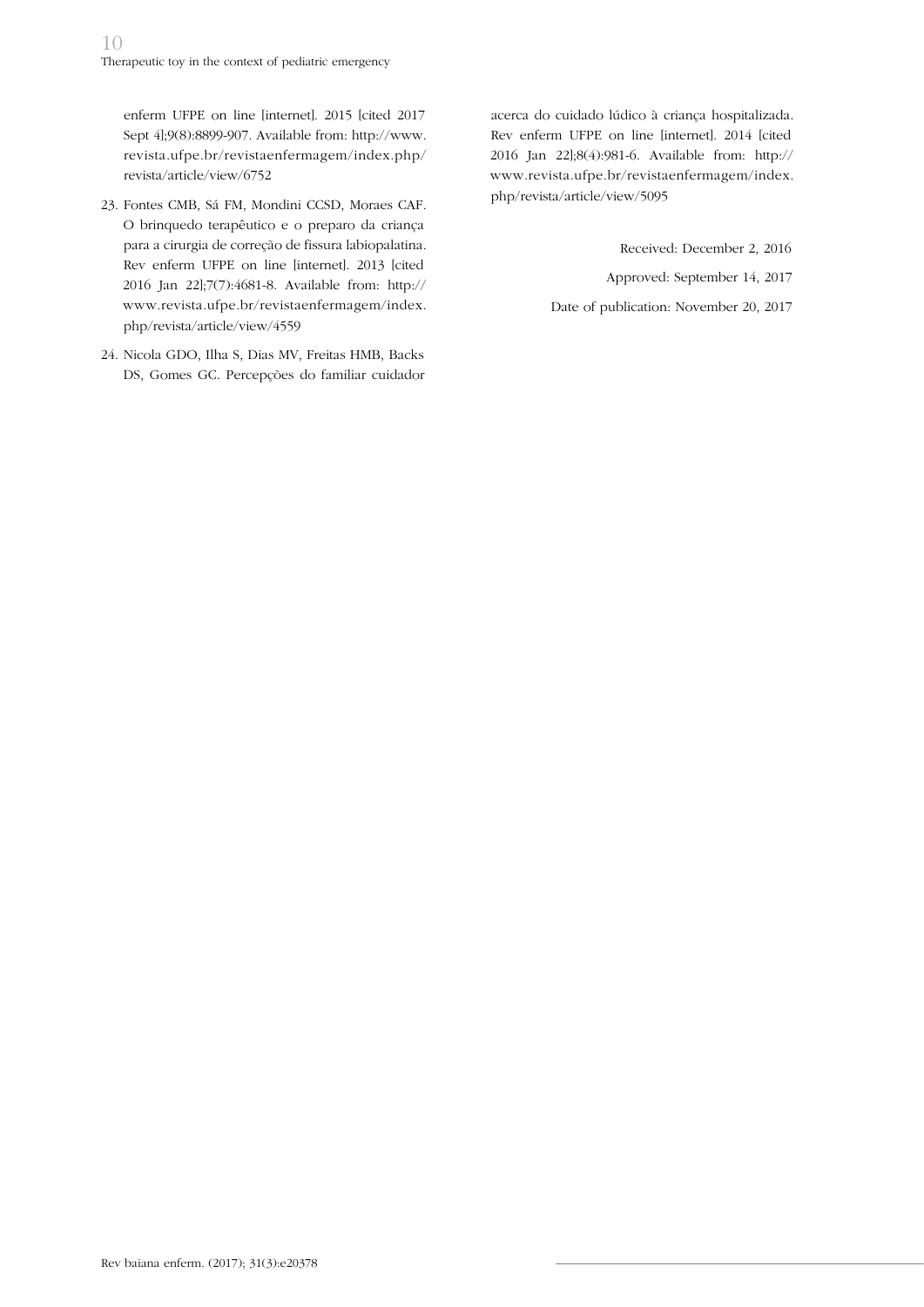enferm UFPE on line [internet]. 2015 [cited 2017 Sept 4];9(8):8899-907. Available from: http://www.revista.ufpe.br/revistaenfermagem/index.php/revista/article/view/6752

23. Fontes CMB, Sá FM, Mondini CCSD, Moraes CAF. O brinquedo terapêutico e o preparo da criança para a cirurgia de correção de fissura labiopalatina. Rev enferm UFPE on line [internet]. 2013 [cited 2016 Jan 22];7(7):4681-8. Available from: http://www.revista.ufpe.br/revistaenfermagem/index.php/revista/article/view/4559

24. Nicola GDO, Ilha S, Dias MV, Freitas HMB, Backs DS, Gomes GC. Percepções do familiar cuidador acerca do cuidado lúdico à criança hospitalizada. Rev enferm UFPE on line [internet]. 2014 [cited 2016 Jan 22];8(4):981-6. Available from: http://www.revista.ufpe.br/revistaenfermagem/index.php/revista/article/view/5095

Received: December 2, 2016

Approved: September 14, 2017

Date of publication: November 20, 2017